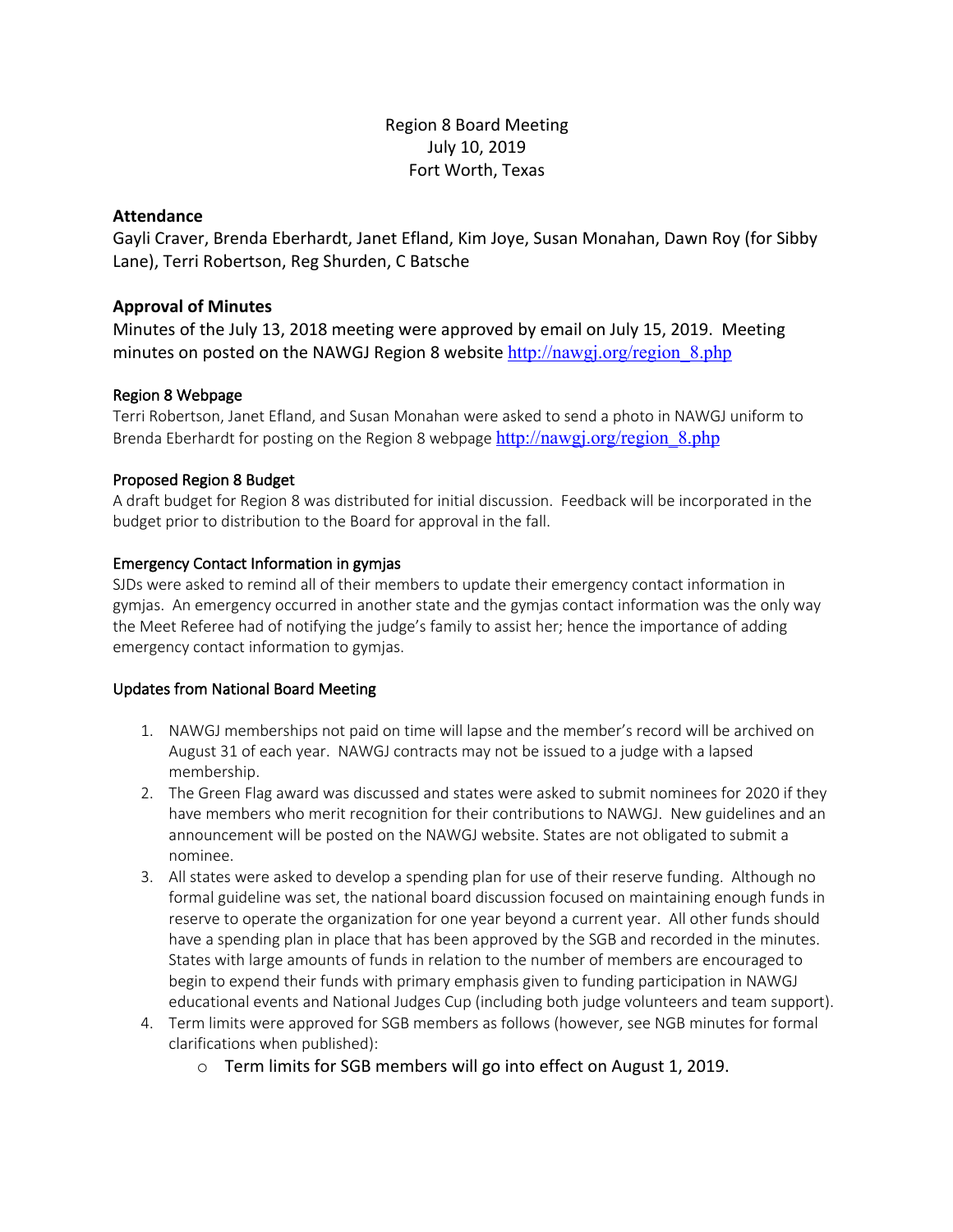# Region 8 Board Meeting
July 10, 2019
Fort Worth, Texas

## Attendance

Gayli Craver, Brenda Eberhardt, Janet Efland, Kim Joye, Susan Monahan, Dawn Roy (for Sibby Lane), Terri Robertson, Reg Shurden, C Batsche

## Approval of Minutes

Minutes of the July 13, 2018 meeting were approved by email on July 15, 2019. Meeting minutes on posted on the NAWGJ Region 8 website http://nawgj.org/region_8.php

### Region 8 Webpage

Terri Robertson, Janet Efland, and Susan Monahan were asked to send a photo in NAWGJ uniform to Brenda Eberhardt for posting on the Region 8 webpage http://nawgj.org/region_8.php

### Proposed Region 8 Budget

A draft budget for Region 8 was distributed for initial discussion. Feedback will be incorporated in the budget prior to distribution to the Board for approval in the fall.

### Emergency Contact Information in gymjas

SJDs were asked to remind all of their members to update their emergency contact information in gymjas. An emergency occurred in another state and the gymjas contact information was the only way the Meet Referee had of notifying the judge's family to assist her; hence the importance of adding emergency contact information to gymjas.

### Updates from National Board Meeting

1. NAWGJ memberships not paid on time will lapse and the member's record will be archived on August 31 of each year. NAWGJ contracts may not be issued to a judge with a lapsed membership.
2. The Green Flag award was discussed and states were asked to submit nominees for 2020 if they have members who merit recognition for their contributions to NAWGJ. New guidelines and an announcement will be posted on the NAWGJ website. States are not obligated to submit a nominee.
3. All states were asked to develop a spending plan for use of their reserve funding. Although no formal guideline was set, the national board discussion focused on maintaining enough funds in reserve to operate the organization for one year beyond a current year. All other funds should have a spending plan in place that has been approved by the SGB and recorded in the minutes. States with large amounts of funds in relation to the number of members are encouraged to begin to expend their funds with primary emphasis given to funding participation in NAWGJ educational events and National Judges Cup (including both judge volunteers and team support).
4. Term limits were approved for SGB members as follows (however, see NGB minutes for formal clarifications when published):
   - Term limits for SGB members will go into effect on August 1, 2019.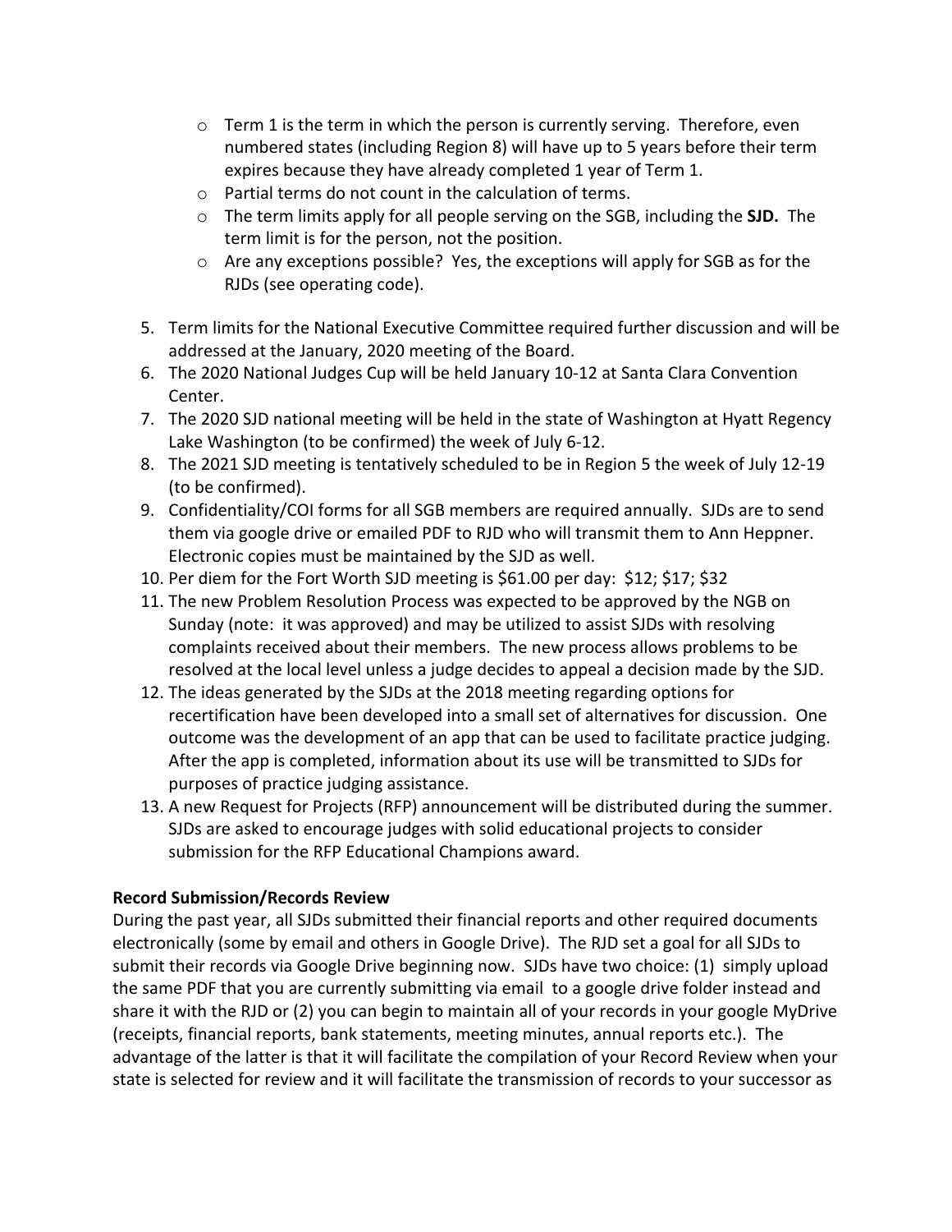- Term 1 is the term in which the person is currently serving. Therefore, even numbered states (including Region 8) will have up to 5 years before their term expires because they have already completed 1 year of Term 1.
- Partial terms do not count in the calculation of terms.
- The term limits apply for all people serving on the SGB, including the **SJD.** The term limit is for the person, not the position.
- Are any exceptions possible? Yes, the exceptions will apply for SGB as for the RJDs (see operating code).

5. Term limits for the National Executive Committee required further discussion and will be addressed at the January, 2020 meeting of the Board.
6. The 2020 National Judges Cup will be held January 10-12 at Santa Clara Convention Center.
7. The 2020 SJD national meeting will be held in the state of Washington at Hyatt Regency Lake Washington (to be confirmed) the week of July 6-12.
8. The 2021 SJD meeting is tentatively scheduled to be in Region 5 the week of July 12-19 (to be confirmed).
9. Confidentiality/COI forms for all SGB members are required annually. SJDs are to send them via google drive or emailed PDF to RJD who will transmit them to Ann Heppner. Electronic copies must be maintained by the SJD as well.
10. Per diem for the Fort Worth SJD meeting is $61.00 per day: $12; $17; $32
11. The new Problem Resolution Process was expected to be approved by the NGB on Sunday (note: it was approved) and may be utilized to assist SJDs with resolving complaints received about their members. The new process allows problems to be resolved at the local level unless a judge decides to appeal a decision made by the SJD.
12. The ideas generated by the SJDs at the 2018 meeting regarding options for recertification have been developed into a small set of alternatives for discussion. One outcome was the development of an app that can be used to facilitate practice judging. After the app is completed, information about its use will be transmitted to SJDs for purposes of practice judging assistance.
13. A new Request for Projects (RFP) announcement will be distributed during the summer. SJDs are asked to encourage judges with solid educational projects to consider submission for the RFP Educational Champions award.

**Record Submission/Records Review**

During the past year, all SJDs submitted their financial reports and other required documents electronically (some by email and others in Google Drive). The RJD set a goal for all SJDs to submit their records via Google Drive beginning now. SJDs have two choice: (1) simply upload the same PDF that you are currently submitting via email to a google drive folder instead and share it with the RJD or (2) you can begin to maintain all of your records in your google MyDrive (receipts, financial reports, bank statements, meeting minutes, annual reports etc.). The advantage of the latter is that it will facilitate the compilation of your Record Review when your state is selected for review and it will facilitate the transmission of records to your successor as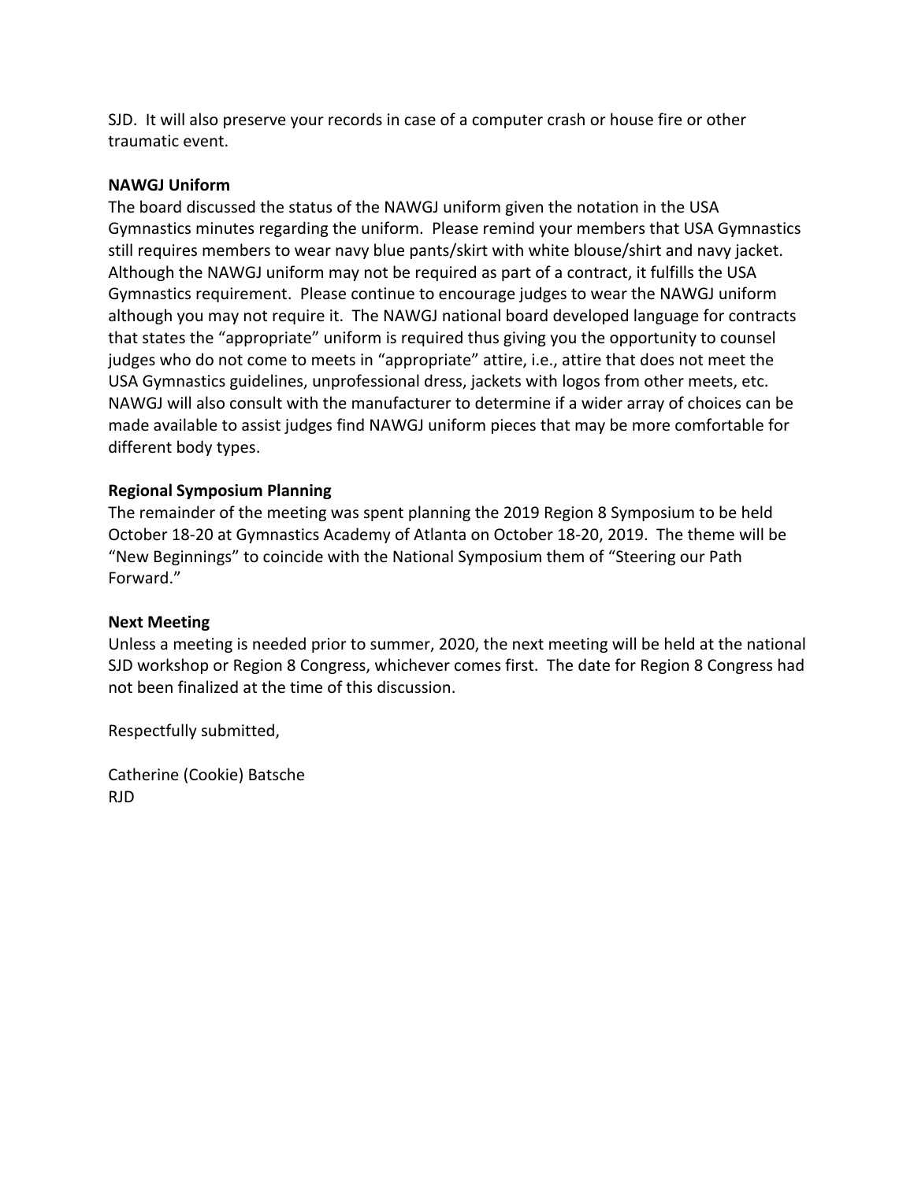SJD. It will also preserve your records in case of a computer crash or house fire or other traumatic event.

**NAWGJ Uniform**

The board discussed the status of the NAWGJ uniform given the notation in the USA Gymnastics minutes regarding the uniform. Please remind your members that USA Gymnastics still requires members to wear navy blue pants/skirt with white blouse/shirt and navy jacket. Although the NAWGJ uniform may not be required as part of a contract, it fulfills the USA Gymnastics requirement. Please continue to encourage judges to wear the NAWGJ uniform although you may not require it. The NAWGJ national board developed language for contracts that states the "appropriate" uniform is required thus giving you the opportunity to counsel judges who do not come to meets in "appropriate" attire, i.e., attire that does not meet the USA Gymnastics guidelines, unprofessional dress, jackets with logos from other meets, etc. NAWGJ will also consult with the manufacturer to determine if a wider array of choices can be made available to assist judges find NAWGJ uniform pieces that may be more comfortable for different body types.

**Regional Symposium Planning**

The remainder of the meeting was spent planning the 2019 Region 8 Symposium to be held October 18-20 at Gymnastics Academy of Atlanta on October 18-20, 2019. The theme will be "New Beginnings" to coincide with the National Symposium them of "Steering our Path Forward."

**Next Meeting**

Unless a meeting is needed prior to summer, 2020, the next meeting will be held at the national SJD workshop or Region 8 Congress, whichever comes first. The date for Region 8 Congress had not been finalized at the time of this discussion.

Respectfully submitted,

Catherine (Cookie) Batsche
RJD